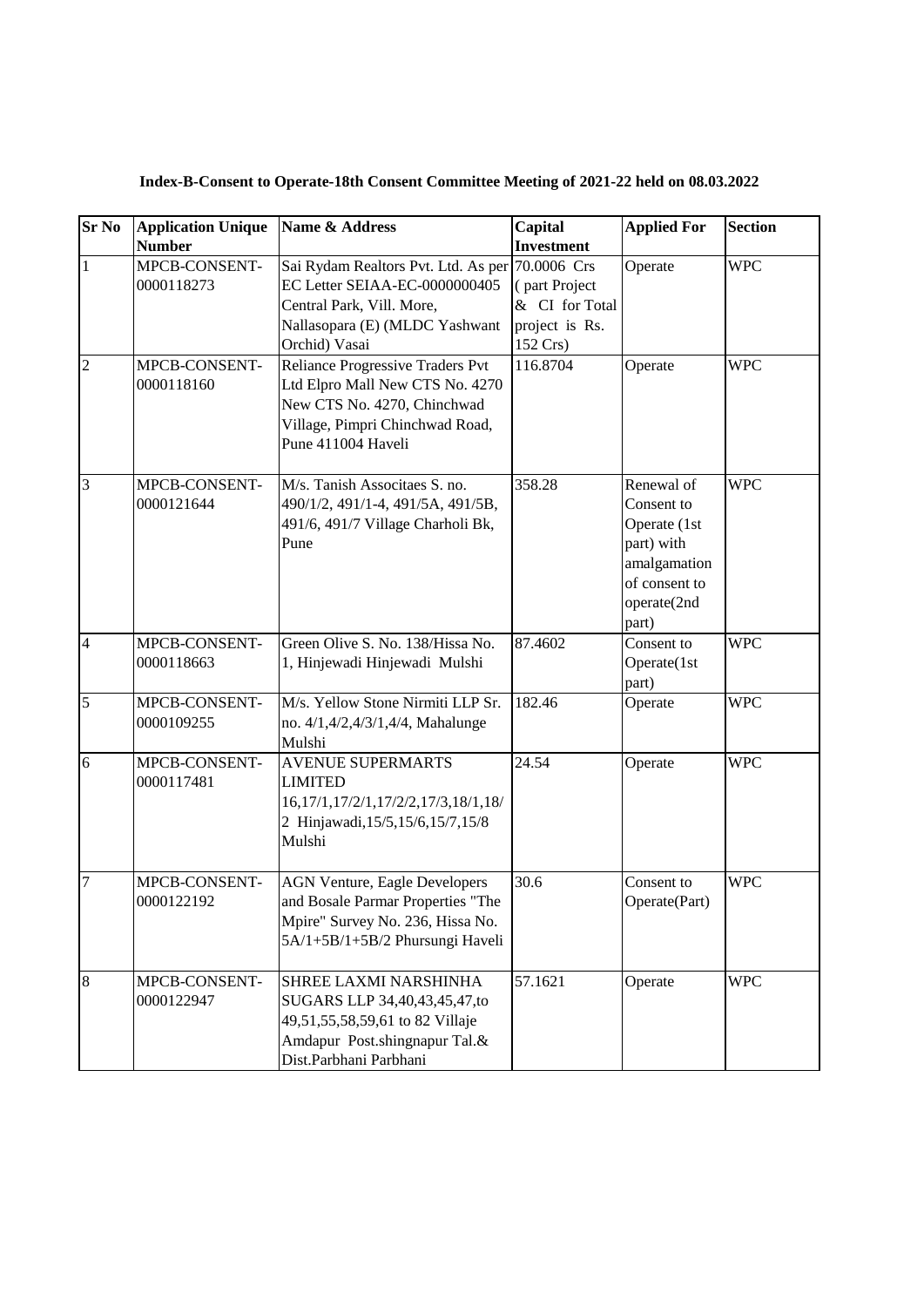**Index-B-Consent to Operate-18th Consent Committee Meeting of 2021-22 held on 08.03.2022**

| Sr No | Application Unique Number | Name & Address | Capital Investment | Applied For | Section |
|---|---|---|---|---|---|
| 1 | MPCB-CONSENT-0000118273 | Sai Rydam Realtors Pvt. Ltd. As per EC Letter SEIAA-EC-0000000405 Central Park, Vill. More, Nallasopara (E) (MLDC Yashwant Orchid) Vasai | 70.0006 Crs ( part Project & CI for Total project is Rs. 152 Crs) | Operate | WPC |
| 2 | MPCB-CONSENT-0000118160 | Reliance Progressive Traders Pvt Ltd Elpro Mall New CTS No. 4270 New CTS No. 4270, Chinchwad Village, Pimpri Chinchwad Road, Pune 411004 Haveli | 116.8704 | Operate | WPC |
| 3 | MPCB-CONSENT-0000121644 | M/s. Tanish Associtaes S. no. 490/1/2, 491/1-4, 491/5A, 491/5B, 491/6, 491/7 Village Charholi Bk, Pune | 358.28 | Renewal of Consent to Operate (1st part) with amalgamation of consent to operate(2nd part) | WPC |
| 4 | MPCB-CONSENT-0000118663 | Green Olive S. No. 138/Hissa No. 1, Hinjewadi Hinjewadi Mulshi | 87.4602 | Consent to Operate(1st part) | WPC |
| 5 | MPCB-CONSENT-0000109255 | M/s. Yellow Stone Nirmiti LLP Sr. no. 4/1,4/2,4/3/1,4/4, Mahalunge Mulshi | 182.46 | Operate | WPC |
| 6 | MPCB-CONSENT-0000117481 | AVENUE SUPERMARTS LIMITED 16,17/1,17/2/1,17/2/2,17/3,18/1,18/2 Hinjawadi,15/5,15/6,15/7,15/8 Mulshi | 24.54 | Operate | WPC |
| 7 | MPCB-CONSENT-0000122192 | AGN Venture, Eagle Developers and Bosale Parmar Properties "The Mpire" Survey No. 236, Hissa No. 5A/1+5B/1+5B/2 Phursungi Haveli | 30.6 | Consent to Operate(Part) | WPC |
| 8 | MPCB-CONSENT-0000122947 | SHREE LAXMI NARSHINHA SUGARS LLP 34,40,43,45,47,to 49,51,55,58,59,61 to 82 Villaje Amdapur Post.shingnapur Tal.& Dist.Parbhani Parbhani | 57.1621 | Operate | WPC |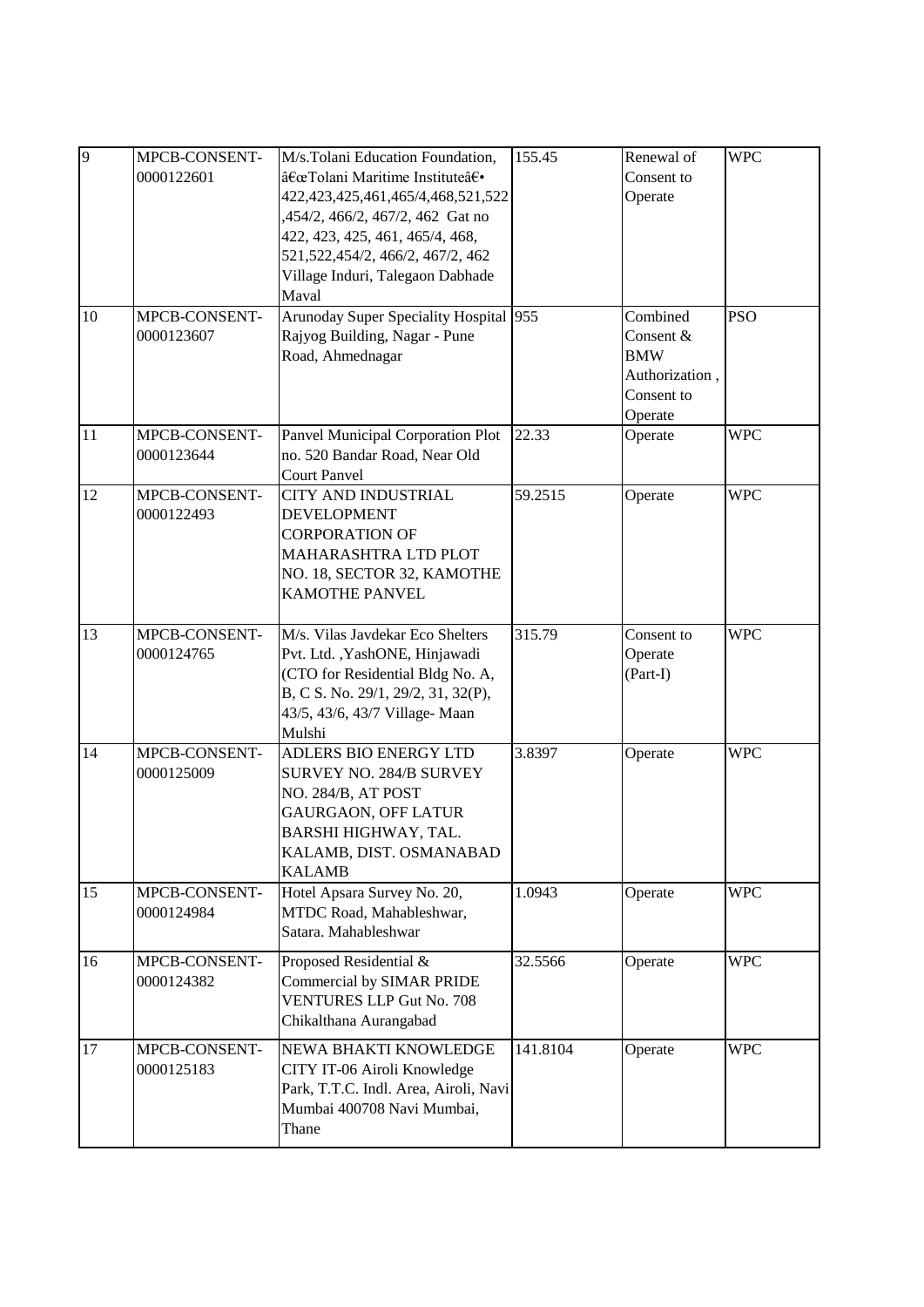| 9 | MPCB-CONSENT-0000122601 | M/s.Tolani Education Foundation, â€œTolani Maritime Instituteâ€• 422,423,425,461,465/4,468,521,522,454/2, 466/2, 467/2, 462 Gat no 422, 423, 425, 461, 465/4, 468, 521,522,454/2, 466/2, 467/2, 462 Village Induri, Talegaon Dabhade Maval | 155.45 | Renewal of Consent to Operate | WPC |
|---|---|---|---|---|---|
| 10 | MPCB-CONSENT-0000123607 | Arunoday Super Speciality Hospital Rajyog Building, Nagar - Pune Road, Ahmednagar | 955 | Combined Consent & BMW Authorization , Consent to Operate | PSO |
| 11 | MPCB-CONSENT-0000123644 | Panvel Municipal Corporation Plot no. 520 Bandar Road, Near Old Court Panvel | 22.33 | Operate | WPC |
| 12 | MPCB-CONSENT-0000122493 | CITY AND INDUSTRIAL DEVELOPMENT CORPORATION OF MAHARASHTRA LTD PLOT NO. 18, SECTOR 32, KAMOTHE KAMOTHE PANVEL | 59.2515 | Operate | WPC |
| 13 | MPCB-CONSENT-0000124765 | M/s. Vilas Javdekar Eco Shelters Pvt. Ltd. ,YashONE, Hinjawadi (CTO for Residential Bldg No. A, B, C S. No. 29/1, 29/2, 31, 32(P), 43/5, 43/6, 43/7 Village- Maan Mulshi | 315.79 | Consent to Operate (Part-I) | WPC |
| 14 | MPCB-CONSENT-0000125009 | ADLERS BIO ENERGY LTD SURVEY NO. 284/B SURVEY NO. 284/B, AT POST GAURGAON, OFF LATUR BARSHI HIGHWAY, TAL. KALAMB, DIST. OSMANABAD KALAMB | 3.8397 | Operate | WPC |
| 15 | MPCB-CONSENT-0000124984 | Hotel Apsara Survey No. 20, MTDC Road, Mahableshwar, Satara. Mahableshwar | 1.0943 | Operate | WPC |
| 16 | MPCB-CONSENT-0000124382 | Proposed Residential & Commercial by SIMAR PRIDE VENTURES LLP Gut No. 708 Chikalthana Aurangabad | 32.5566 | Operate | WPC |
| 17 | MPCB-CONSENT-0000125183 | NEWA BHAKTI KNOWLEDGE CITY IT-06 Airoli Knowledge Park, T.T.C. Indl. Area, Airoli, Navi Mumbai 400708 Navi Mumbai, Thane | 141.8104 | Operate | WPC |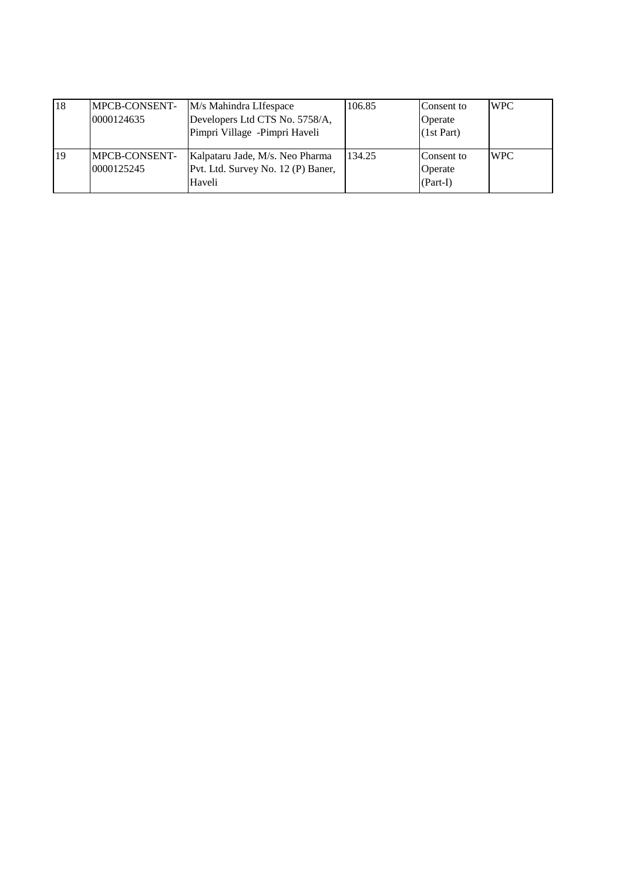| | | | | | |
|---|---|---|---|---|---|
| 18 | MPCB-CONSENT-0000124635 | M/s Mahindra LIfespace Developers Ltd CTS No. 5758/A, Pimpri Village -Pimpri Haveli | 106.85 | Consent to Operate (1st Part) | WPC |
| 19 | MPCB-CONSENT-0000125245 | Kalpataru Jade, M/s. Neo Pharma Pvt. Ltd. Survey No. 12 (P) Baner, Haveli | 134.25 | Consent to Operate (Part-I) | WPC |